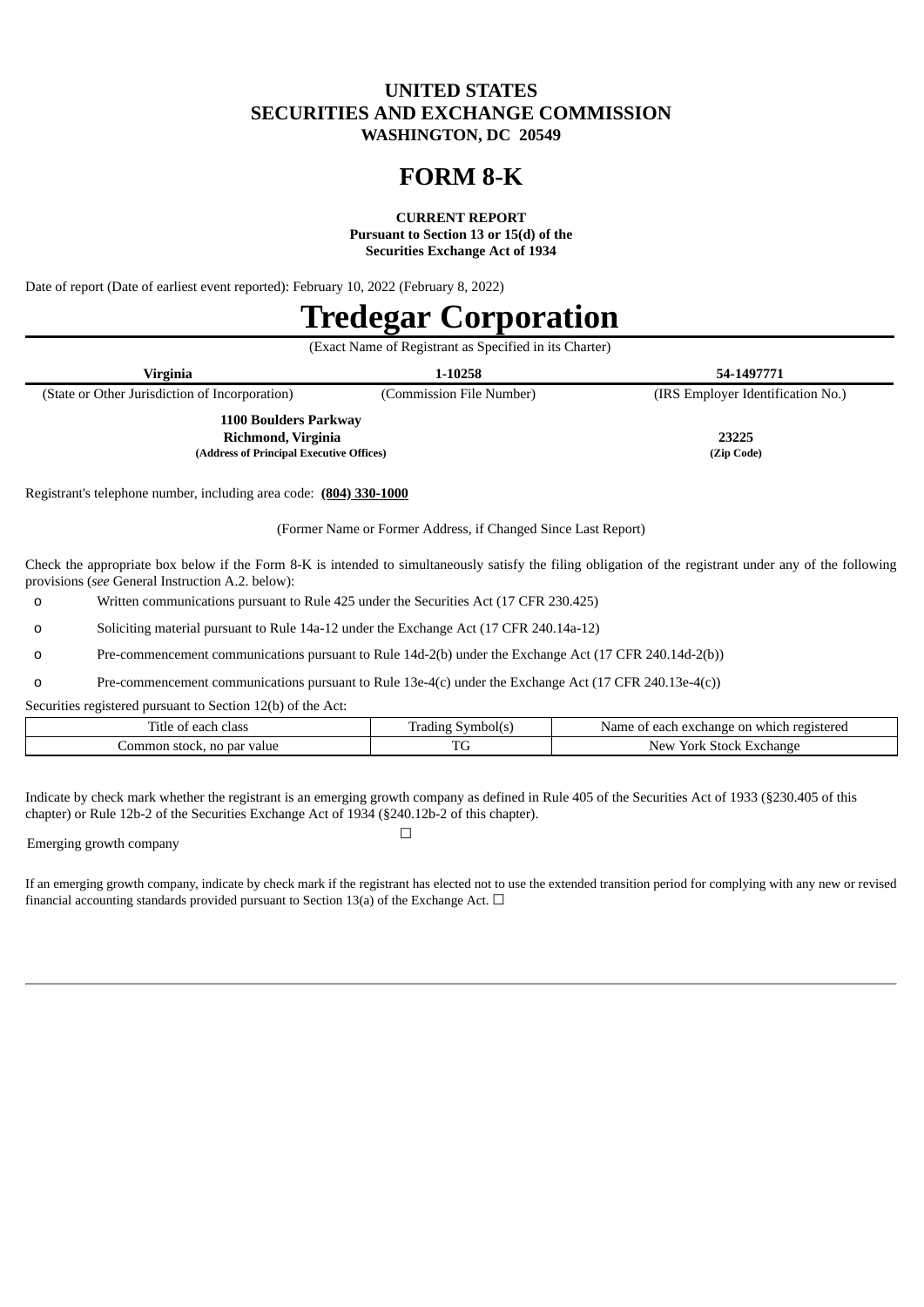# UNITED STATES
# SECURITIES AND EXCHANGE COMMISSION
**WASHINGTON, DC 20549**

# FORM 8-K

**CURRENT REPORT**
**Pursuant to Section 13 or 15(d) of the**
**Securities Exchange Act of 1934**

Date of report (Date of earliest event reported): February 10, 2022 (February 8, 2022)

# Tredegar Corporation

(Exact Name of Registrant as Specified in its Charter)

| **Virginia** | **1-10258** | **54-1497771** |
|---|---|---|
| (State or Other Jurisdiction of Incorporation) | (Commission File Number) | (IRS Employer Identification No.) |

| **1100 Boulders Parkway**<br>**Richmond, Virginia**<br>**(Address of Principal Executive Offices)** | **23225**<br>**(Zip Code)** |
|---|---|

Registrant's telephone number, including area code: **(804) 330-1000**

(Former Name or Former Address, if Changed Since Last Report)

Check the appropriate box below if the Form 8-K is intended to simultaneously satisfy the filing obligation of the registrant under any of the following provisions (*see* General Instruction A.2. below):

- o Written communications pursuant to Rule 425 under the Securities Act (17 CFR 230.425)
- o Soliciting material pursuant to Rule 14a-12 under the Exchange Act (17 CFR 240.14a-12)
- o Pre-commencement communications pursuant to Rule 14d-2(b) under the Exchange Act (17 CFR 240.14d-2(b))
- o Pre-commencement communications pursuant to Rule 13e-4(c) under the Exchange Act (17 CFR 240.13e-4(c))

Securities registered pursuant to Section 12(b) of the Act:

| Title of each class | Trading Symbol(s) | Name of each exchange on which registered |
|---|---|---|
| Common stock, no par value | TG | New York Stock Exchange |

Indicate by check mark whether the registrant is an emerging growth company as defined in Rule 405 of the Securities Act of 1933 (§230.405 of this chapter) or Rule 12b-2 of the Securities Exchange Act of 1934 (§240.12b-2 of this chapter).

Emerging growth company ☐

If an emerging growth company, indicate by check mark if the registrant has elected not to use the extended transition period for complying with any new or revised financial accounting standards provided pursuant to Section 13(a) of the Exchange Act. ☐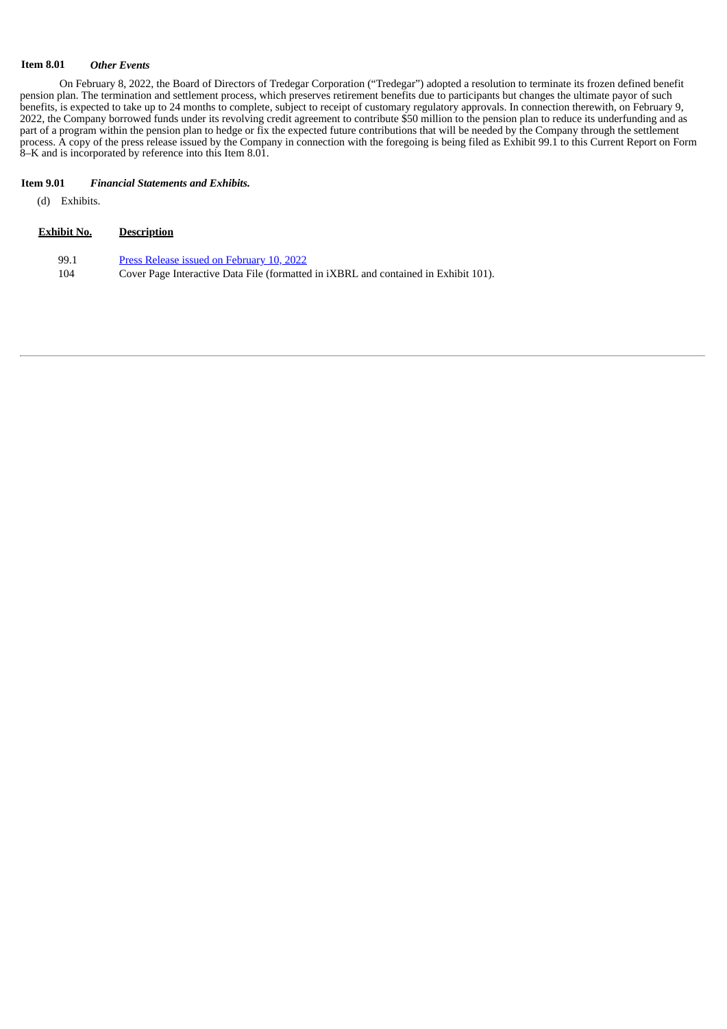**Item 8.01** ***Other Events***

On February 8, 2022, the Board of Directors of Tredegar Corporation ("Tredegar") adopted a resolution to terminate its frozen defined benefit pension plan. The termination and settlement process, which preserves retirement benefits due to participants but changes the ultimate payor of such benefits, is expected to take up to 24 months to complete, subject to receipt of customary regulatory approvals. In connection therewith, on February 9, 2022, the Company borrowed funds under its revolving credit agreement to contribute $50 million to the pension plan to reduce its underfunding and as part of a program within the pension plan to hedge or fix the expected future contributions that will be needed by the Company through the settlement process. A copy of the press release issued by the Company in connection with the foregoing is being filed as Exhibit 99.1 to this Current Report on Form 8–K and is incorporated by reference into this Item 8.01.

**Item 9.01** ***Financial Statements and Exhibits.***

(d) Exhibits.

| Exhibit No. | Description |
|---|---|
| 99.1 | Press Release issued on February 10, 2022 |
| 104 | Cover Page Interactive Data File (formatted in iXBRL and contained in Exhibit 101). |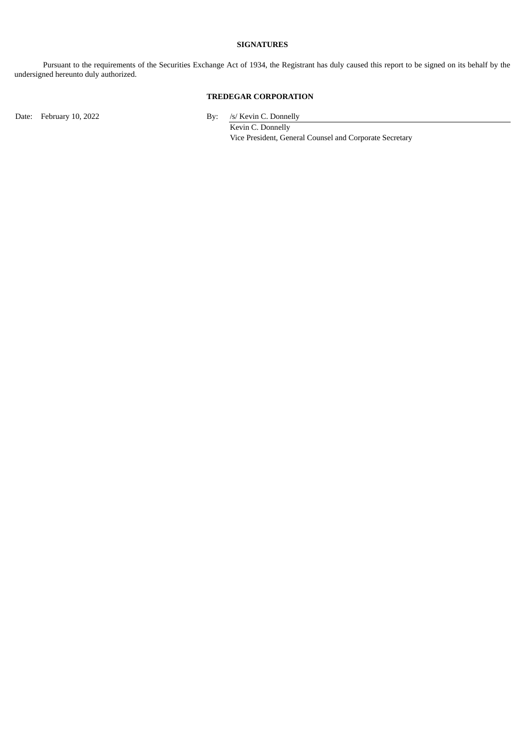**SIGNATURES**

Pursuant to the requirements of the Securities Exchange Act of 1934, the Registrant has duly caused this report to be signed on its behalf by the undersigned hereunto duly authorized.

**TREDEGAR CORPORATION**

Date: February 10, 2022

By: /s/ Kevin C. Donnelly
Kevin C. Donnelly
Vice President, General Counsel and Corporate Secretary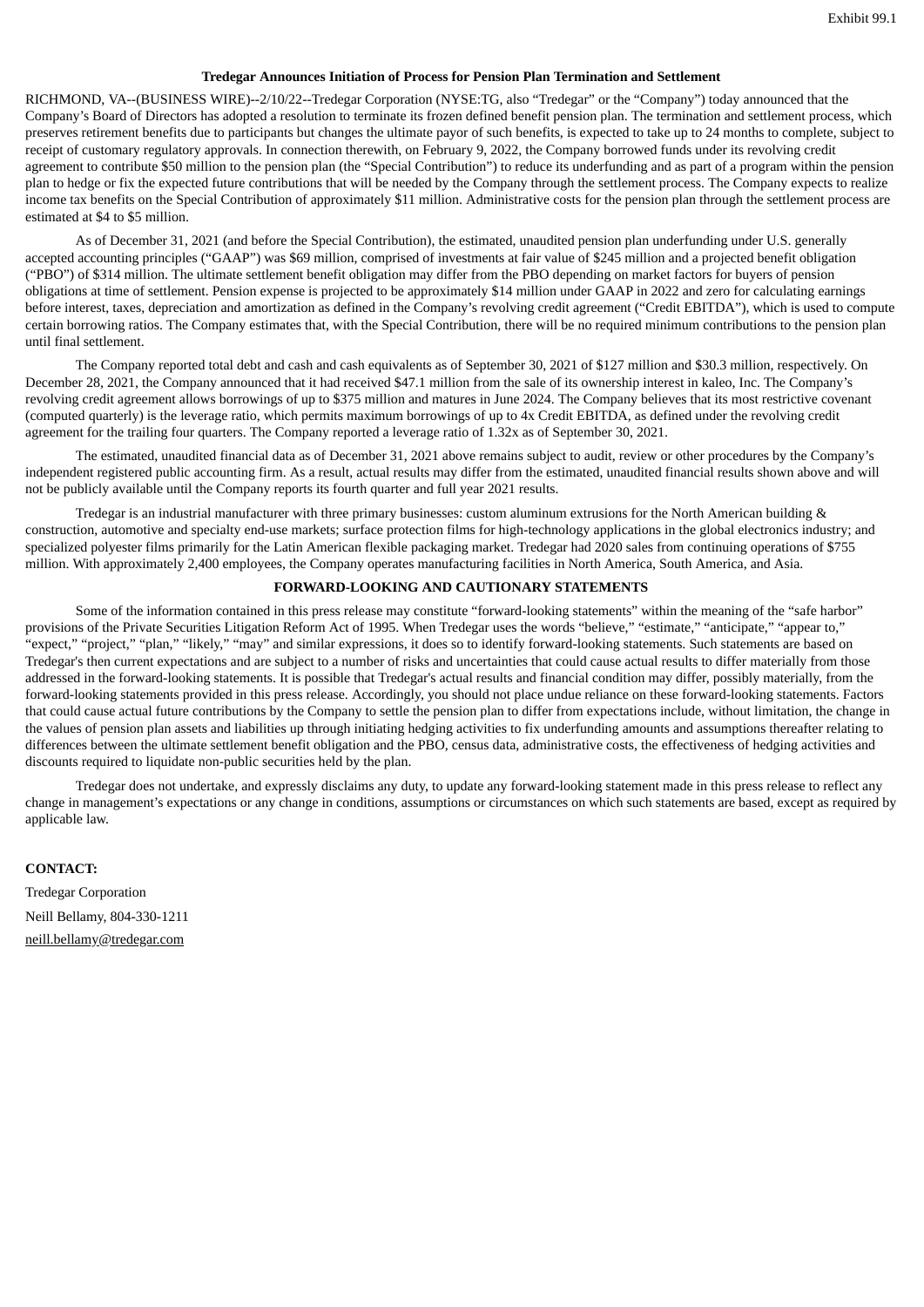Exhibit 99.1

**Tredegar Announces Initiation of Process for Pension Plan Termination and Settlement**

RICHMOND, VA--(BUSINESS WIRE)--2/10/22--Tredegar Corporation (NYSE:TG, also "Tredegar" or the "Company") today announced that the Company's Board of Directors has adopted a resolution to terminate its frozen defined benefit pension plan. The termination and settlement process, which preserves retirement benefits due to participants but changes the ultimate payor of such benefits, is expected to take up to 24 months to complete, subject to receipt of customary regulatory approvals. In connection therewith, on February 9, 2022, the Company borrowed funds under its revolving credit agreement to contribute $50 million to the pension plan (the "Special Contribution") to reduce its underfunding and as part of a program within the pension plan to hedge or fix the expected future contributions that will be needed by the Company through the settlement process. The Company expects to realize income tax benefits on the Special Contribution of approximately $11 million. Administrative costs for the pension plan through the settlement process are estimated at $4 to $5 million.

As of December 31, 2021 (and before the Special Contribution), the estimated, unaudited pension plan underfunding under U.S. generally accepted accounting principles ("GAAP") was $69 million, comprised of investments at fair value of $245 million and a projected benefit obligation ("PBO") of $314 million. The ultimate settlement benefit obligation may differ from the PBO depending on market factors for buyers of pension obligations at time of settlement. Pension expense is projected to be approximately $14 million under GAAP in 2022 and zero for calculating earnings before interest, taxes, depreciation and amortization as defined in the Company's revolving credit agreement ("Credit EBITDA"), which is used to compute certain borrowing ratios. The Company estimates that, with the Special Contribution, there will be no required minimum contributions to the pension plan until final settlement.

The Company reported total debt and cash and cash equivalents as of September 30, 2021 of $127 million and $30.3 million, respectively. On December 28, 2021, the Company announced that it had received $47.1 million from the sale of its ownership interest in kaleo, Inc. The Company's revolving credit agreement allows borrowings of up to $375 million and matures in June 2024. The Company believes that its most restrictive covenant (computed quarterly) is the leverage ratio, which permits maximum borrowings of up to 4x Credit EBITDA, as defined under the revolving credit agreement for the trailing four quarters. The Company reported a leverage ratio of 1.32x as of September 30, 2021.

The estimated, unaudited financial data as of December 31, 2021 above remains subject to audit, review or other procedures by the Company's independent registered public accounting firm. As a result, actual results may differ from the estimated, unaudited financial results shown above and will not be publicly available until the Company reports its fourth quarter and full year 2021 results.

Tredegar is an industrial manufacturer with three primary businesses: custom aluminum extrusions for the North American building & construction, automotive and specialty end-use markets; surface protection films for high-technology applications in the global electronics industry; and specialized polyester films primarily for the Latin American flexible packaging market. Tredegar had 2020 sales from continuing operations of $755 million. With approximately 2,400 employees, the Company operates manufacturing facilities in North America, South America, and Asia.

**FORWARD-LOOKING AND CAUTIONARY STATEMENTS**

Some of the information contained in this press release may constitute "forward-looking statements" within the meaning of the "safe harbor" provisions of the Private Securities Litigation Reform Act of 1995. When Tredegar uses the words "believe," "estimate," "anticipate," "appear to," "expect," "project," "plan," "likely," "may" and similar expressions, it does so to identify forward-looking statements. Such statements are based on Tredegar's then current expectations and are subject to a number of risks and uncertainties that could cause actual results to differ materially from those addressed in the forward-looking statements. It is possible that Tredegar's actual results and financial condition may differ, possibly materially, from the forward-looking statements provided in this press release. Accordingly, you should not place undue reliance on these forward-looking statements. Factors that could cause actual future contributions by the Company to settle the pension plan to differ from expectations include, without limitation, the change in the values of pension plan assets and liabilities up through initiating hedging activities to fix underfunding amounts and assumptions thereafter relating to differences between the ultimate settlement benefit obligation and the PBO, census data, administrative costs, the effectiveness of hedging activities and discounts required to liquidate non-public securities held by the plan.

Tredegar does not undertake, and expressly disclaims any duty, to update any forward-looking statement made in this press release to reflect any change in management's expectations or any change in conditions, assumptions or circumstances on which such statements are based, except as required by applicable law.

**CONTACT:**

Tredegar Corporation

Neill Bellamy, 804-330-1211

neill.bellamy@tredegar.com